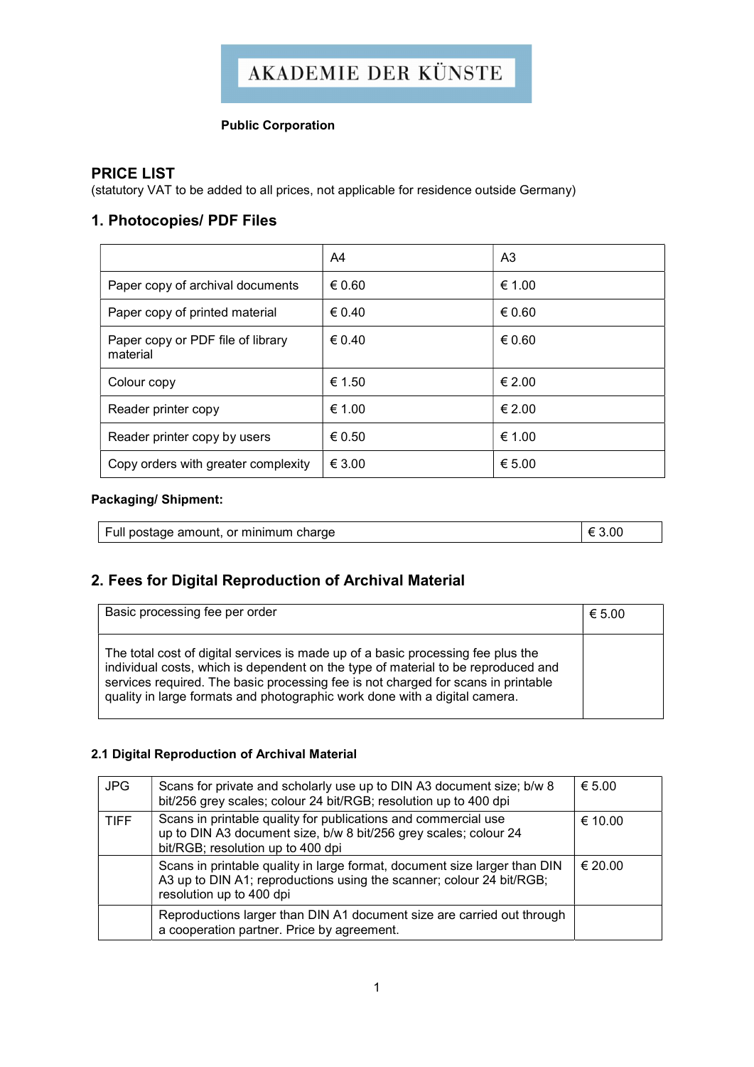# AKADEMIE DER KÜNSTE

**Public Corporation**

## PRICE LIST

(statutory VAT to be added to all prices, not applicable for residence outside Germany)

## 1. Photocopies/ PDF Files

| | A4 | A3 |
|---|---|---|
| Paper copy of archival documents | € 0.60 | € 1.00 |
| Paper copy of printed material | € 0.40 | € 0.60 |
| Paper copy or PDF file of library material | € 0.40 | € 0.60 |
| Colour copy | € 1.50 | € 2.00 |
| Reader printer copy | € 1.00 | € 2.00 |
| Reader printer copy by users | € 0.50 | € 1.00 |
| Copy orders with greater complexity | € 3.00 | € 5.00 |

**Packaging/ Shipment:**

| | |
|---|---|
| Full postage amount, or minimum charge | € 3.00 |

## 2. Fees for Digital Reproduction of Archival Material

| | |
|---|---|
| Basic processing fee per order | € 5.00 |
| The total cost of digital services is made up of a basic processing fee plus the individual costs, which is dependent on the type of material to be reproduced and services required. The basic processing fee is not charged for scans in printable quality in large formats and photographic work done with a digital camera. | |

### 2.1 Digital Reproduction of Archival Material

| | | |
|---|---|---|
| JPG | Scans for private and scholarly use up to DIN A3 document size; b/w 8 bit/256 grey scales; colour 24 bit/RGB; resolution up to 400 dpi | € 5.00 |
| TIFF | Scans in printable quality for publications and commercial use up to DIN A3 document size, b/w 8 bit/256 grey scales; colour 24 bit/RGB; resolution up to 400 dpi | € 10.00 |
| | Scans in printable quality in large format, document size larger than DIN A3 up to DIN A1; reproductions using the scanner; colour 24 bit/RGB; resolution up to 400 dpi | € 20.00 |
| | Reproductions larger than DIN A1 document size are carried out through a cooperation partner. Price by agreement. | |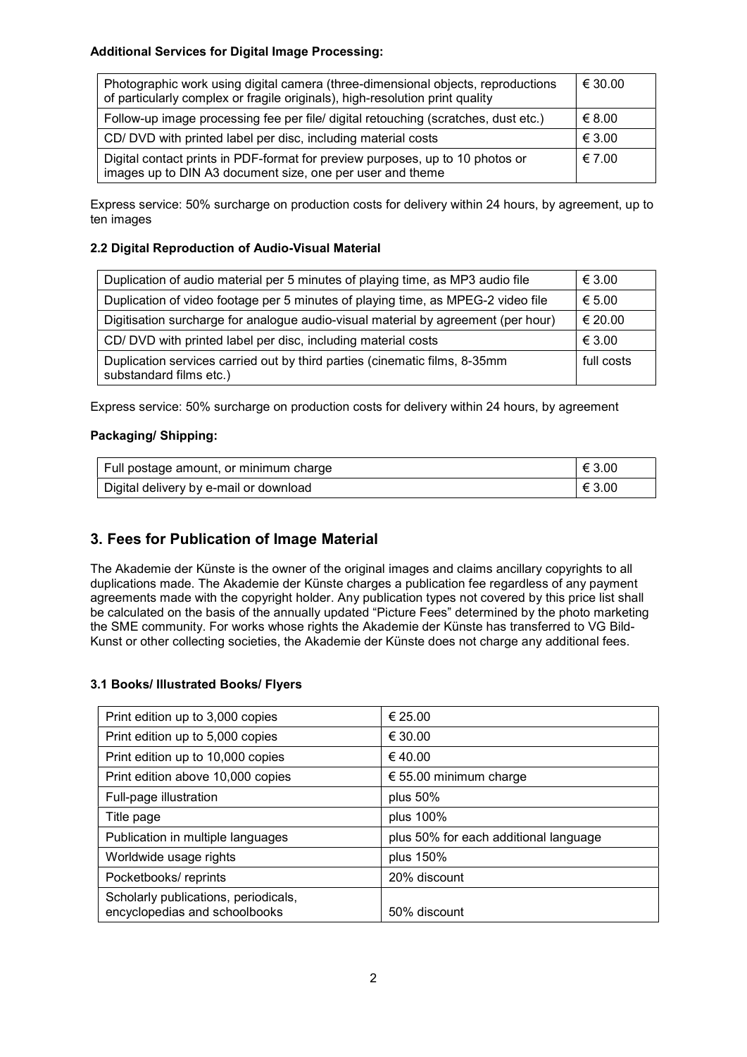**Additional Services for Digital Image Processing:**

| | |
|---|---|
| Photographic work using digital camera (three-dimensional objects, reproductions of particularly complex or fragile originals), high-resolution print quality | € 30.00 |
| Follow-up image processing fee per file/ digital retouching (scratches, dust etc.) | € 8.00 |
| CD/ DVD with printed label per disc, including material costs | € 3.00 |
| Digital contact prints in PDF-format for preview purposes, up to 10 photos or images up to DIN A3 document size, one per user and theme | € 7.00 |

Express service: 50% surcharge on production costs for delivery within 24 hours, by agreement, up to ten images

**2.2 Digital Reproduction of Audio-Visual Material**

| | |
|---|---|
| Duplication of audio material per 5 minutes of playing time, as MP3 audio file | € 3.00 |
| Duplication of video footage per 5 minutes of playing time, as MPEG-2 video file | € 5.00 |
| Digitisation surcharge for analogue audio-visual material by agreement (per hour) | € 20.00 |
| CD/ DVD with printed label per disc, including material costs | € 3.00 |
| Duplication services carried out by third parties (cinematic films, 8-35mm substandard films etc.) | full costs |

Express service: 50% surcharge on production costs for delivery within 24 hours, by agreement

**Packaging/ Shipping:**

| | |
|---|---|
| Full postage amount, or minimum charge | € 3.00 |
| Digital delivery by e-mail or download | € 3.00 |

## 3. Fees for Publication of Image Material

The Akademie der Künste is the owner of the original images and claims ancillary copyrights to all duplications made. The Akademie der Künste charges a publication fee regardless of any payment agreements made with the copyright holder. Any publication types not covered by this price list shall be calculated on the basis of the annually updated "Picture Fees" determined by the photo marketing the SME community. For works whose rights the Akademie der Künste has transferred to VG Bild-Kunst or other collecting societies, the Akademie der Künste does not charge any additional fees.

**3.1 Books/ Illustrated Books/ Flyers**

| | |
|---|---|
| Print edition up to 3,000 copies | € 25.00 |
| Print edition up to 5,000 copies | € 30.00 |
| Print edition up to 10,000 copies | € 40.00 |
| Print edition above 10,000 copies | € 55.00 minimum charge |
| Full-page illustration | plus 50% |
| Title page | plus 100% |
| Publication in multiple languages | plus 50% for each additional language |
| Worldwide usage rights | plus 150% |
| Pocketbooks/ reprints | 20% discount |
| Scholarly publications, periodicals, encyclopedias and schoolbooks | 50% discount |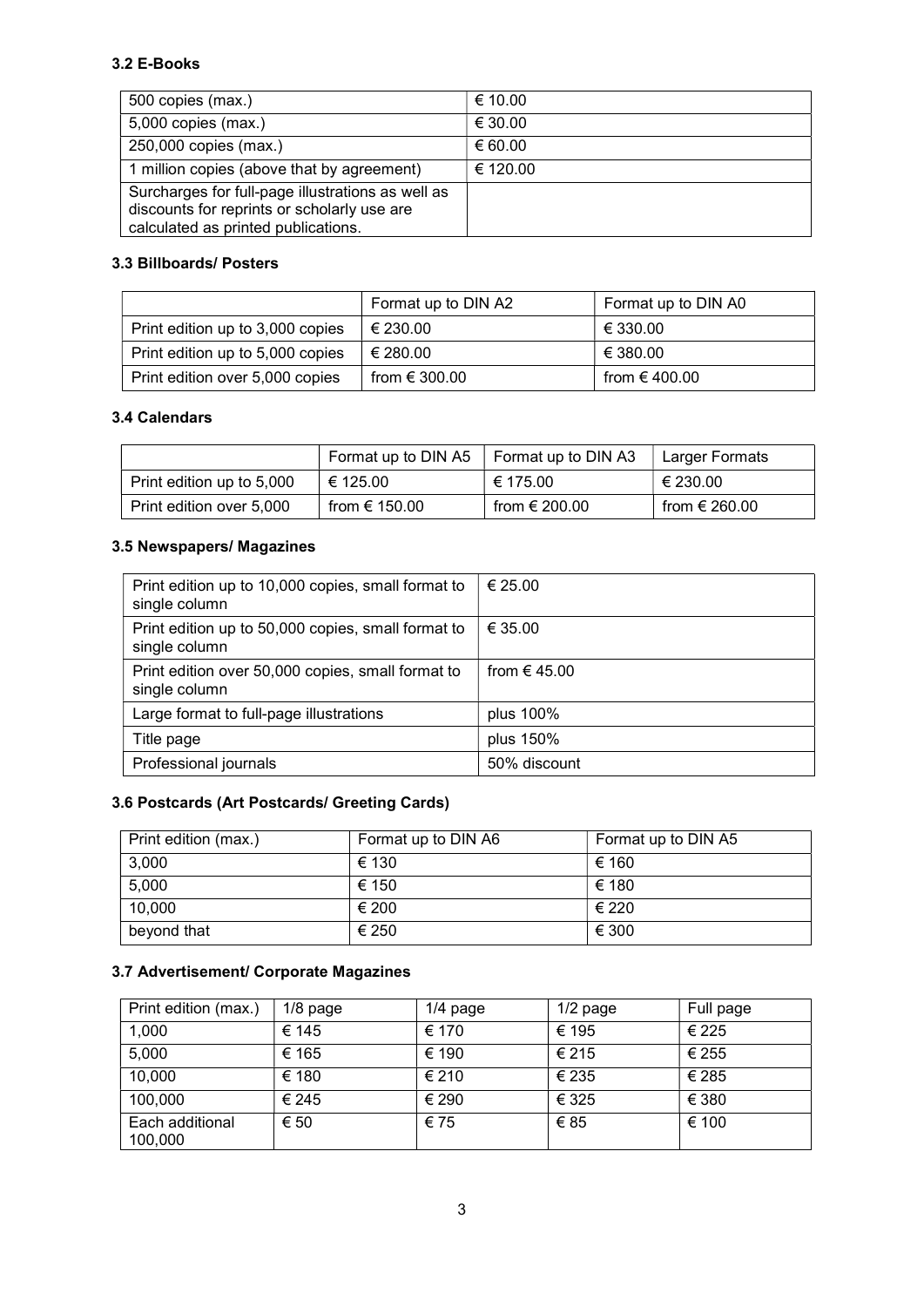### 3.2 E-Books

| | |
|---|---|
| 500 copies (max.) | € 10.00 |
| 5,000 copies (max.) | € 30.00 |
| 250,000 copies (max.) | € 60.00 |
| 1 million copies (above that by agreement) | € 120.00 |
| Surcharges for full-page illustrations as well as discounts for reprints or scholarly use are calculated as printed publications. | |

### 3.3 Billboards/ Posters

| | Format up to DIN A2 | Format up to DIN A0 |
|---|---|---|
| Print edition up to 3,000 copies | € 230.00 | € 330.00 |
| Print edition up to 5,000 copies | € 280.00 | € 380.00 |
| Print edition over 5,000 copies | from € 300.00 | from € 400.00 |

### 3.4 Calendars

| | Format up to DIN A5 | Format up to DIN A3 | Larger Formats |
|---|---|---|---|
| Print edition up to 5,000 | € 125.00 | € 175.00 | € 230.00 |
| Print edition over 5,000 | from € 150.00 | from € 200.00 | from € 260.00 |

### 3.5 Newspapers/ Magazines

| | |
|---|---|
| Print edition up to 10,000 copies, small format to single column | € 25.00 |
| Print edition up to 50,000 copies, small format to single column | € 35.00 |
| Print edition over 50,000 copies, small format to single column | from € 45.00 |
| Large format to full-page illustrations | plus 100% |
| Title page | plus 150% |
| Professional journals | 50% discount |

### 3.6 Postcards (Art Postcards/ Greeting Cards)

| Print edition (max.) | Format up to DIN A6 | Format up to DIN A5 |
|---|---|---|
| 3,000 | € 130 | € 160 |
| 5,000 | € 150 | € 180 |
| 10,000 | € 200 | € 220 |
| beyond that | € 250 | € 300 |

### 3.7 Advertisement/ Corporate Magazines

| Print edition (max.) | 1/8 page | 1/4 page | 1/2 page | Full page |
|---|---|---|---|---|
| 1,000 | € 145 | € 170 | € 195 | € 225 |
| 5,000 | € 165 | € 190 | € 215 | € 255 |
| 10,000 | € 180 | € 210 | € 235 | € 285 |
| 100,000 | € 245 | € 290 | € 325 | € 380 |
| Each additional 100,000 | € 50 | € 75 | € 85 | € 100 |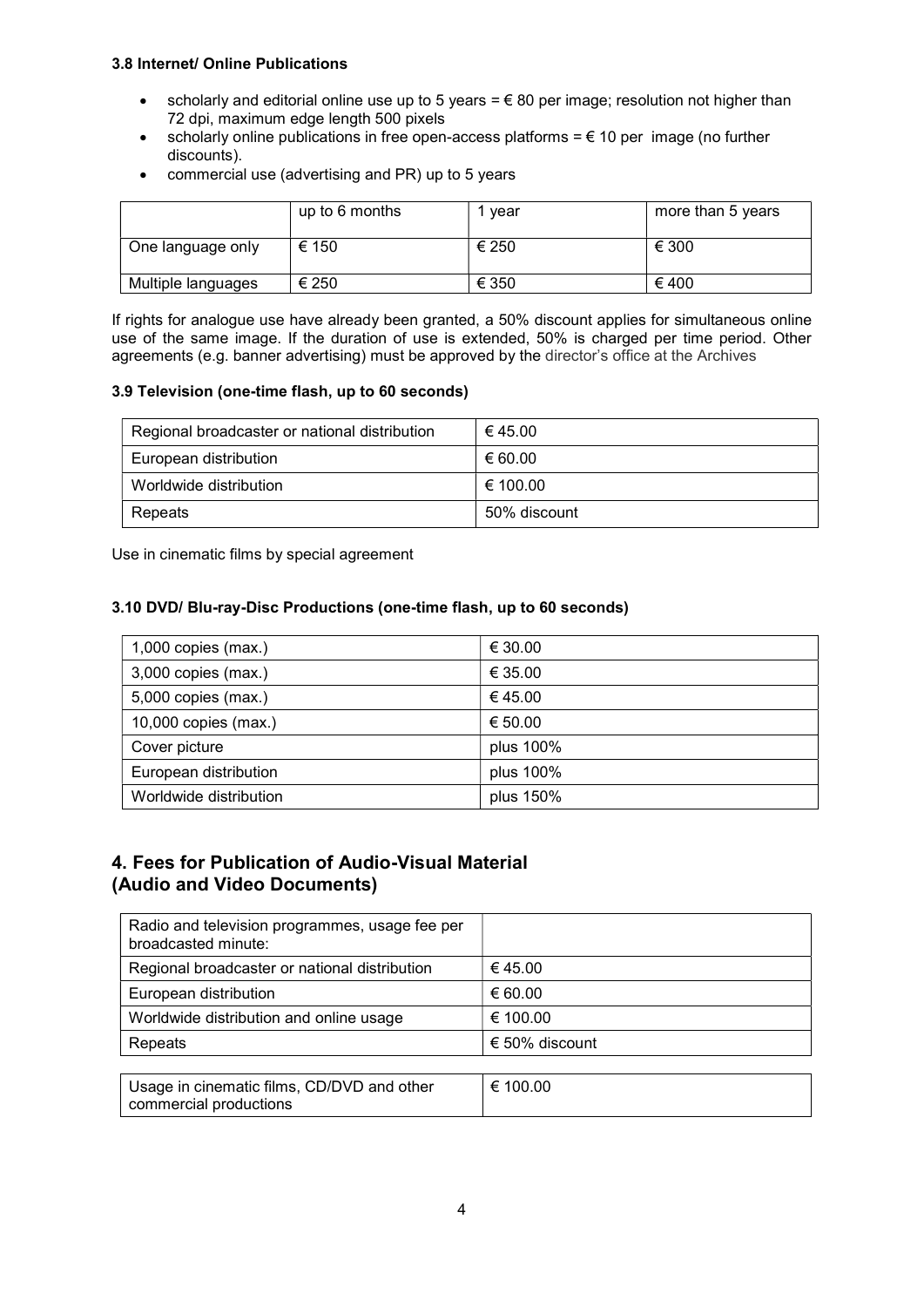### 3.8 Internet/ Online Publications

- scholarly and editorial online use up to 5 years = € 80 per image; resolution not higher than 72 dpi, maximum edge length 500 pixels
- scholarly online publications in free open-access platforms = € 10 per image (no further discounts).
- commercial use (advertising and PR) up to 5 years

| | up to 6 months | 1 year | more than 5 years |
|---|---|---|---|
| One language only | € 150 | € 250 | € 300 |
| Multiple languages | € 250 | € 350 | € 400 |

If rights for analogue use have already been granted, a 50% discount applies for simultaneous online use of the same image. If the duration of use is extended, 50% is charged per time period. Other agreements (e.g. banner advertising) must be approved by the director's office at the Archives

### 3.9 Television (one-time flash, up to 60 seconds)

| | |
|---|---|
| Regional broadcaster or national distribution | € 45.00 |
| European distribution | € 60.00 |
| Worldwide distribution | € 100.00 |
| Repeats | 50% discount |

Use in cinematic films by special agreement

### 3.10 DVD/ Blu-ray-Disc Productions (one-time flash, up to 60 seconds)

| | |
|---|---|
| 1,000 copies (max.) | € 30.00 |
| 3,000 copies (max.) | € 35.00 |
| 5,000 copies (max.) | € 45.00 |
| 10,000 copies (max.) | € 50.00 |
| Cover picture | plus 100% |
| European distribution | plus 100% |
| Worldwide distribution | plus 150% |

## 4. Fees for Publication of Audio-Visual Material (Audio and Video Documents)

| | |
|---|---|
| Radio and television programmes, usage fee per broadcasted minute: | |
| Regional broadcaster or national distribution | € 45.00 |
| European distribution | € 60.00 |
| Worldwide distribution and online usage | € 100.00 |
| Repeats | € 50% discount |

| | |
|---|---|
| Usage in cinematic films, CD/DVD and other commercial productions | € 100.00 |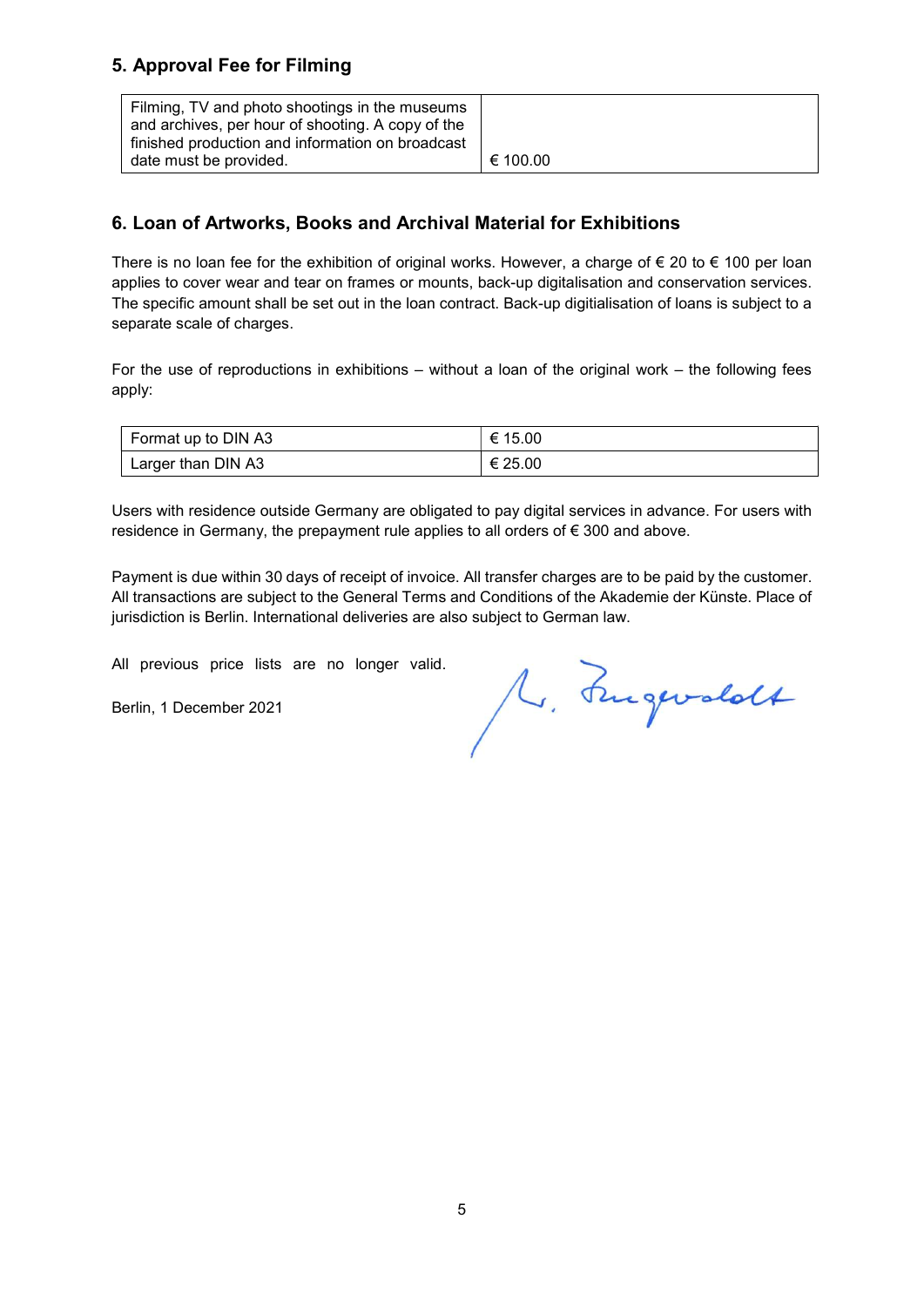## 5. Approval Fee for Filming

| | |
|---|---|
| Filming, TV and photo shootings in the museums and archives, per hour of shooting. A copy of the finished production and information on broadcast date must be provided. | € 100.00 |

## 6. Loan of Artworks, Books and Archival Material for Exhibitions

There is no loan fee for the exhibition of original works. However, a charge of € 20 to € 100 per loan applies to cover wear and tear on frames or mounts, back-up digitalisation and conservation services. The specific amount shall be set out in the loan contract. Back-up digitialisation of loans is subject to a separate scale of charges.

For the use of reproductions in exhibitions – without a loan of the original work – the following fees apply:

| | |
|---|---|
| Format up to DIN A3 | € 15.00 |
| Larger than DIN A3 | € 25.00 |

Users with residence outside Germany are obligated to pay digital services in advance. For users with residence in Germany, the prepayment rule applies to all orders of € 300 and above.

Payment is due within 30 days of receipt of invoice. All transfer charges are to be paid by the customer. All transactions are subject to the General Terms and Conditions of the Akademie der Künste. Place of jurisdiction is Berlin. International deliveries are also subject to German law.

All previous price lists are no longer valid.

Berlin, 1 December 2021